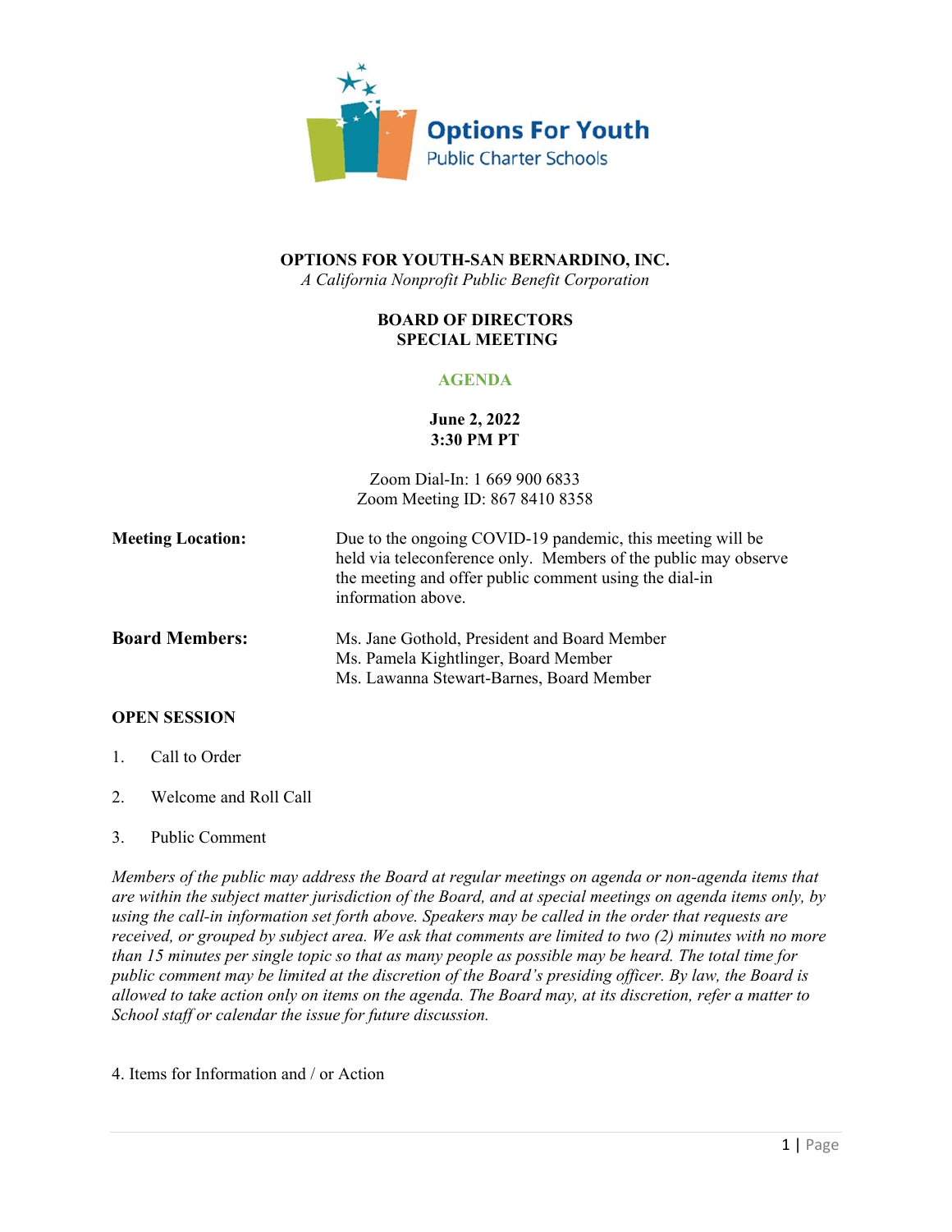Options For Youth
Public Charter Schools

**OPTIONS FOR YOUTH-SAN BERNARDINO, INC.**
*A California Nonprofit Public Benefit Corporation*

**BOARD OF DIRECTORS**
**SPECIAL MEETING**

**AGENDA**

**June 2, 2022**
**3:30 PM PT**

Zoom Dial-In: 1 669 900 6833
Zoom Meeting ID: 867 8410 8358

**Meeting Location:** Due to the ongoing COVID-19 pandemic, this meeting will be held via teleconference only. Members of the public may observe the meeting and offer public comment using the dial-in information above.

**Board Members:**
Ms. Jane Gothold, President and Board Member
Ms. Pamela Kightlinger, Board Member
Ms. Lawanna Stewart-Barnes, Board Member

**OPEN SESSION**

1. Call to Order
2. Welcome and Roll Call
3. Public Comment

*Members of the public may address the Board at regular meetings on agenda or non-agenda items that are within the subject matter jurisdiction of the Board, and at special meetings on agenda items only, by using the call-in information set forth above. Speakers may be called in the order that requests are received, or grouped by subject area. We ask that comments are limited to two (2) minutes with no more than 15 minutes per single topic so that as many people as possible may be heard. The total time for public comment may be limited at the discretion of the Board's presiding officer. By law, the Board is allowed to take action only on items on the agenda. The Board may, at its discretion, refer a matter to School staff or calendar the issue for future discussion.*

4. Items for Information and / or Action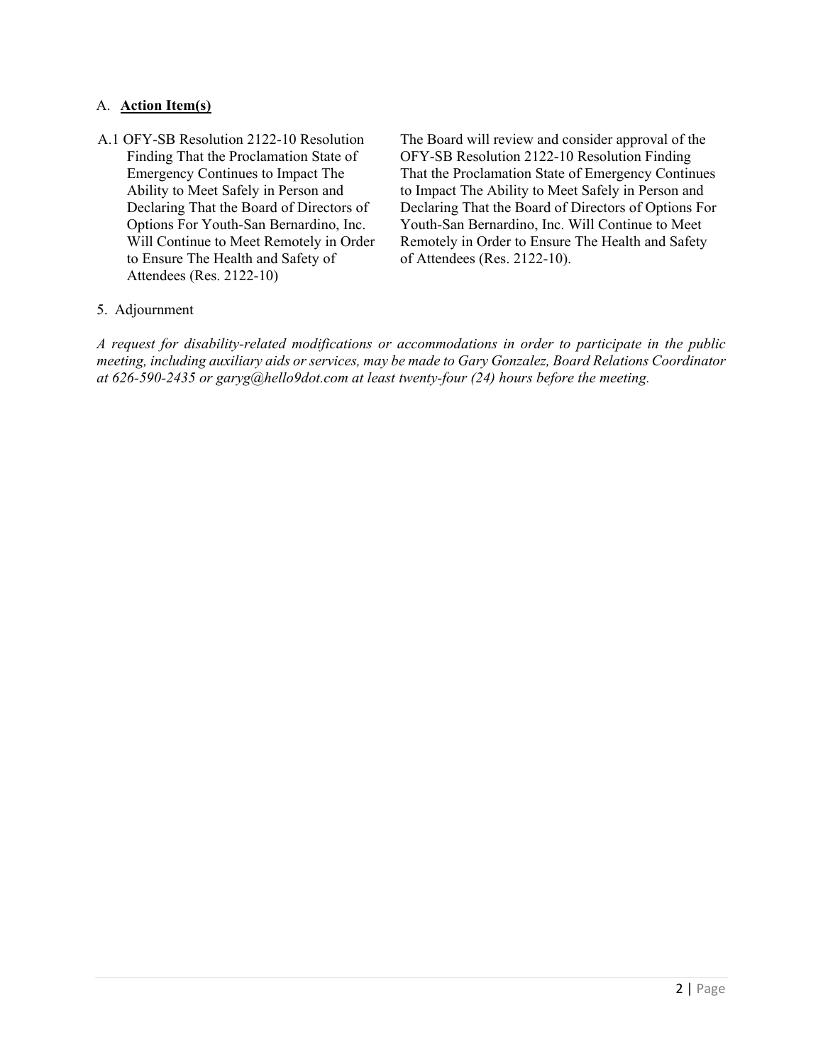A. **Action Item(s)**

| | |
|---|---|
| A.1 OFY-SB Resolution 2122-10 Resolution Finding That the Proclamation State of Emergency Continues to Impact The Ability to Meet Safely in Person and Declaring That the Board of Directors of Options For Youth-San Bernardino, Inc. Will Continue to Meet Remotely in Order to Ensure The Health and Safety of Attendees (Res. 2122-10) | The Board will review and consider approval of the OFY-SB Resolution 2122-10 Resolution Finding That the Proclamation State of Emergency Continues to Impact The Ability to Meet Safely in Person and Declaring That the Board of Directors of Options For Youth-San Bernardino, Inc. Will Continue to Meet Remotely in Order to Ensure The Health and Safety of Attendees (Res. 2122-10). |

5. Adjournment

*A request for disability-related modifications or accommodations in order to participate in the public meeting, including auxiliary aids or services, may be made to Gary Gonzalez, Board Relations Coordinator at 626-590-2435 or garyg@hello9dot.com at least twenty-four (24) hours before the meeting.*